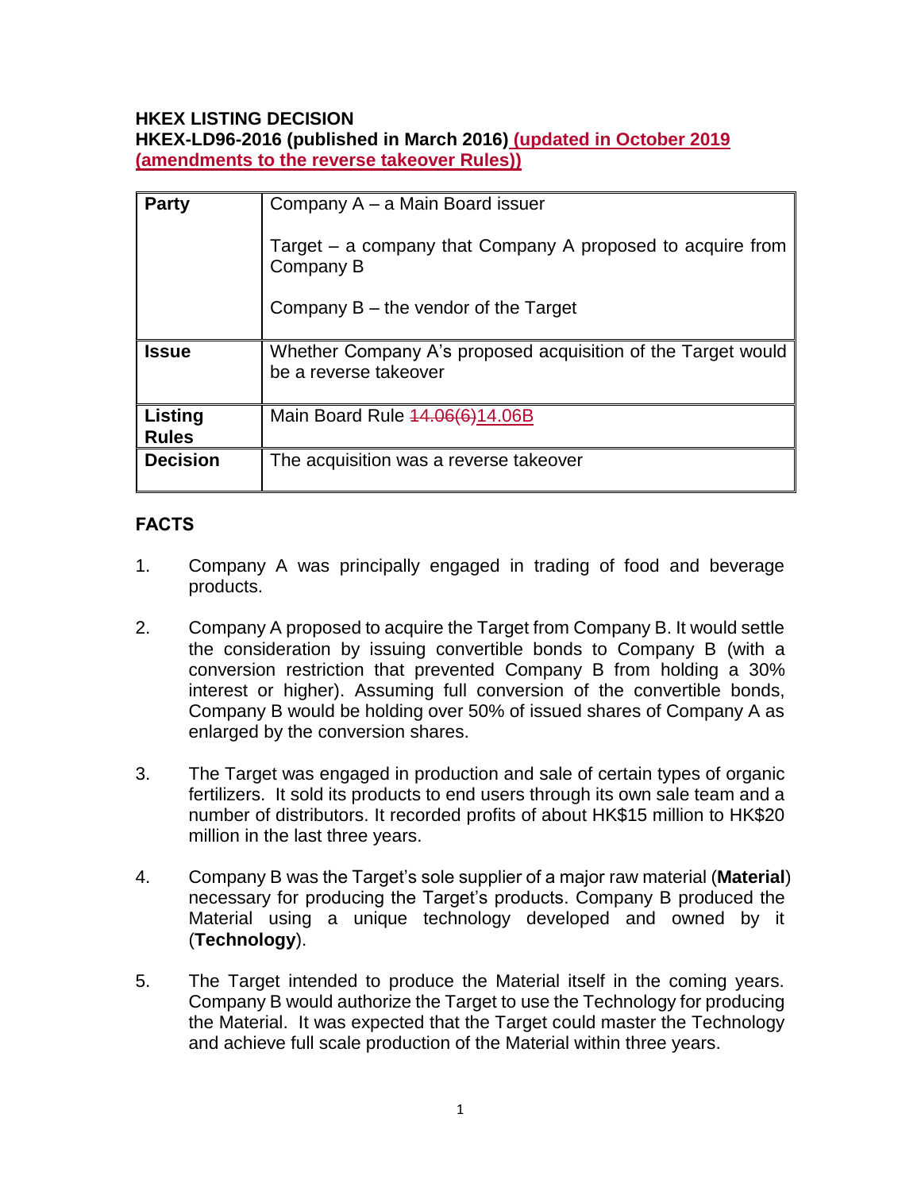**HKEX LISTING DECISION**

**HKEX-LD96-2016 (published in March 2016) (updated in October 2019 (amendments to the reverse takeover Rules))**

| | |
|---|---|
| **Party** | Company A – a Main Board issuer<br><br>Target – a company that Company A proposed to acquire from Company B<br><br>Company B – the vendor of the Target |
| **Issue** | Whether Company A's proposed acquisition of the Target would be a reverse takeover |
| **Listing Rules** | Main Board Rule ~~14.06(6)~~14.06B |
| **Decision** | The acquisition was a reverse takeover |

## FACTS

1. Company A was principally engaged in trading of food and beverage products.

2. Company A proposed to acquire the Target from Company B. It would settle the consideration by issuing convertible bonds to Company B (with a conversion restriction that prevented Company B from holding a 30% interest or higher). Assuming full conversion of the convertible bonds, Company B would be holding over 50% of issued shares of Company A as enlarged by the conversion shares.

3. The Target was engaged in production and sale of certain types of organic fertilizers. It sold its products to end users through its own sale team and a number of distributors. It recorded profits of about HK$15 million to HK$20 million in the last three years.

4. Company B was the Target's sole supplier of a major raw material (**Material**) necessary for producing the Target's products. Company B produced the Material using a unique technology developed and owned by it (**Technology**).

5. The Target intended to produce the Material itself in the coming years. Company B would authorize the Target to use the Technology for producing the Material. It was expected that the Target could master the Technology and achieve full scale production of the Material within three years.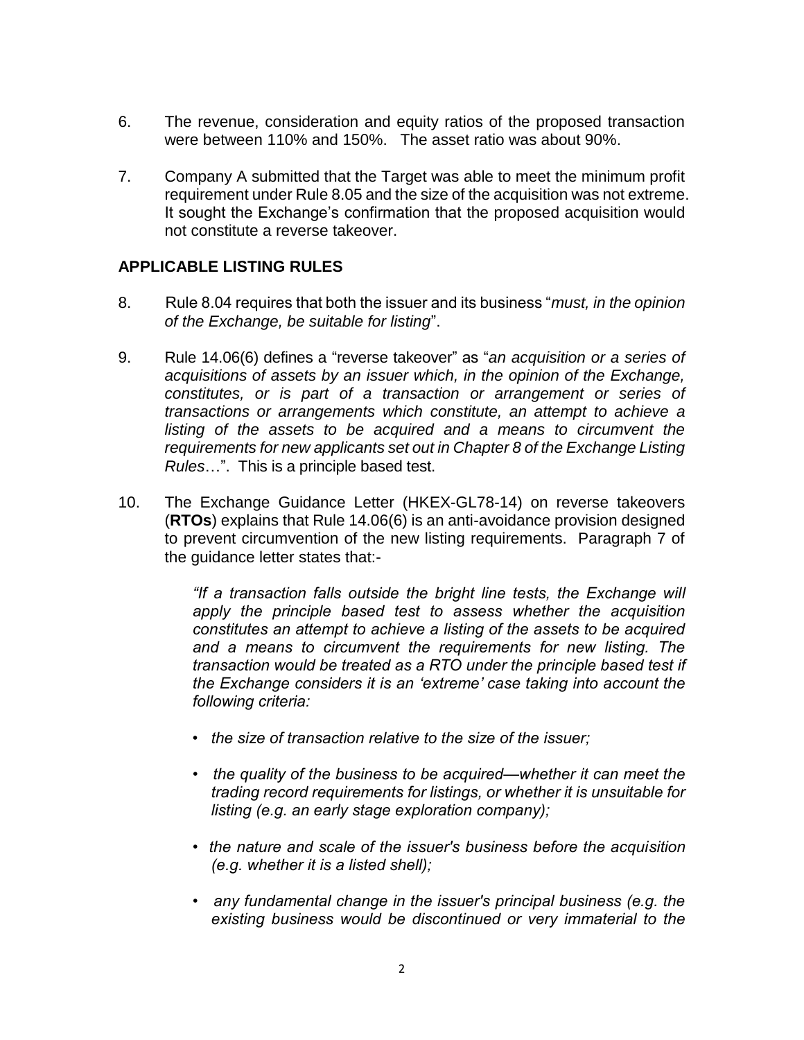6. The revenue, consideration and equity ratios of the proposed transaction were between 110% and 150%. The asset ratio was about 90%.

7. Company A submitted that the Target was able to meet the minimum profit requirement under Rule 8.05 and the size of the acquisition was not extreme. It sought the Exchange's confirmation that the proposed acquisition would not constitute a reverse takeover.

## APPLICABLE LISTING RULES

8. Rule 8.04 requires that both the issuer and its business "*must, in the opinion of the Exchange, be suitable for listing*".

9. Rule 14.06(6) defines a "reverse takeover" as "*an acquisition or a series of acquisitions of assets by an issuer which, in the opinion of the Exchange, constitutes, or is part of a transaction or arrangement or series of transactions or arrangements which constitute, an attempt to achieve a listing of the assets to be acquired and a means to circumvent the requirements for new applicants set out in Chapter 8 of the Exchange Listing Rules*…". This is a principle based test.

10. The Exchange Guidance Letter (HKEX-GL78-14) on reverse takeovers (**RTOs**) explains that Rule 14.06(6) is an anti-avoidance provision designed to prevent circumvention of the new listing requirements. Paragraph 7 of the guidance letter states that:-

> *"If a transaction falls outside the bright line tests, the Exchange will apply the principle based test to assess whether the acquisition constitutes an attempt to achieve a listing of the assets to be acquired and a means to circumvent the requirements for new listing. The transaction would be treated as a RTO under the principle based test if the Exchange considers it is an 'extreme' case taking into account the following criteria:*
>
> - *the size of transaction relative to the size of the issuer;*
> - *the quality of the business to be acquired—whether it can meet the trading record requirements for listings, or whether it is unsuitable for listing (e.g. an early stage exploration company);*
> - *the nature and scale of the issuer's business before the acquisition (e.g. whether it is a listed shell);*
> - *any fundamental change in the issuer's principal business (e.g. the existing business would be discontinued or very immaterial to the*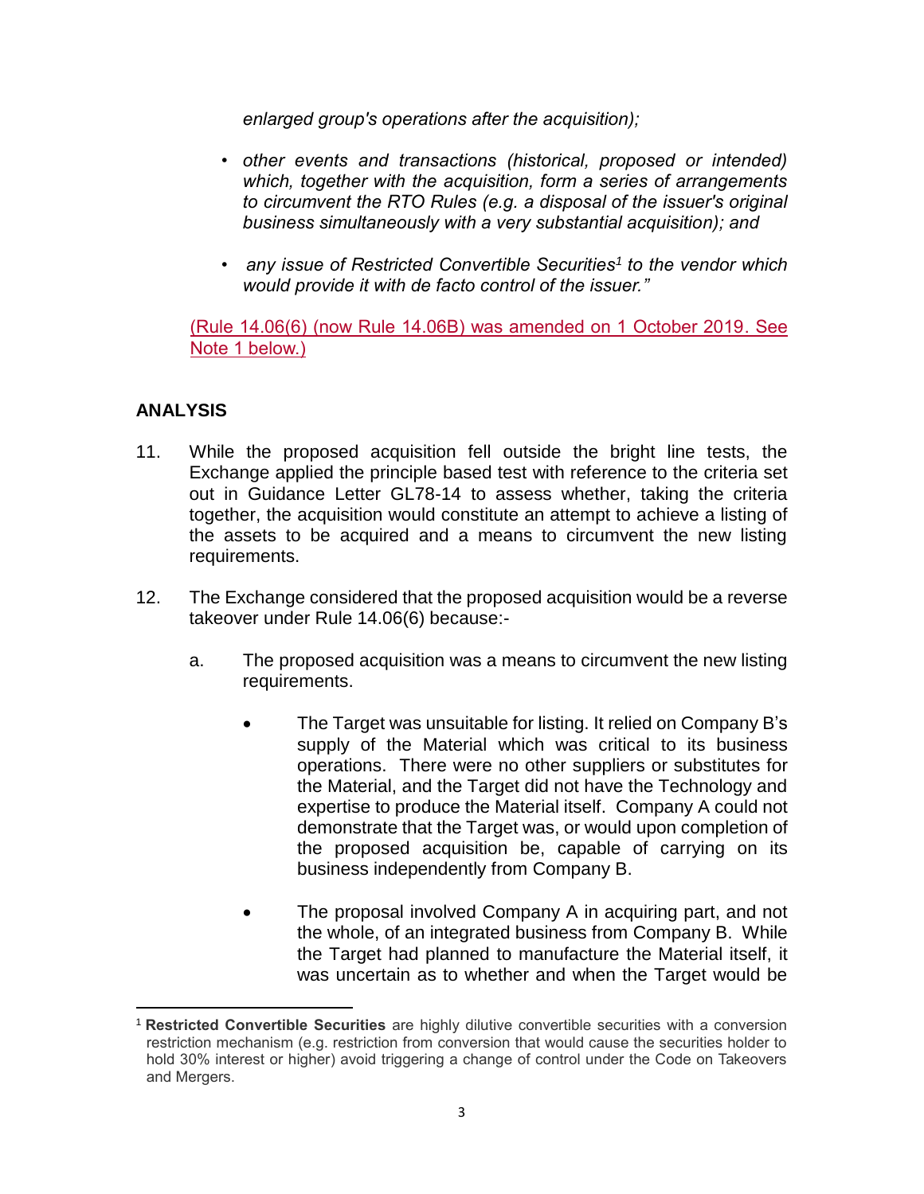*enlarged group's operations after the acquisition);*

- *other events and transactions (historical, proposed or intended) which, together with the acquisition, form a series of arrangements to circumvent the RTO Rules (e.g. a disposal of the issuer's original business simultaneously with a very substantial acquisition); and*
- *any issue of Restricted Convertible Securities[1] to the vendor which would provide it with de facto control of the issuer."*

(Rule 14.06(6) (now Rule 14.06B) was amended on 1 October 2019. See Note 1 below.)

## ANALYSIS

11. While the proposed acquisition fell outside the bright line tests, the Exchange applied the principle based test with reference to the criteria set out in Guidance Letter GL78-14 to assess whether, taking the criteria together, the acquisition would constitute an attempt to achieve a listing of the assets to be acquired and a means to circumvent the new listing requirements.

12. The Exchange considered that the proposed acquisition would be a reverse takeover under Rule 14.06(6) because:-

    a. The proposed acquisition was a means to circumvent the new listing requirements.

        - The Target was unsuitable for listing. It relied on Company B's supply of the Material which was critical to its business operations. There were no other suppliers or substitutes for the Material, and the Target did not have the Technology and expertise to produce the Material itself. Company A could not demonstrate that the Target was, or would upon completion of the proposed acquisition be, capable of carrying on its business independently from Company B.

        - The proposal involved Company A in acquiring part, and not the whole, of an integrated business from Company B. While the Target had planned to manufacture the Material itself, it was uncertain as to whether and when the Target would be

[1] **Restricted Convertible Securities** are highly dilutive convertible securities with a conversion restriction mechanism (e.g. restriction from conversion that would cause the securities holder to hold 30% interest or higher) avoid triggering a change of control under the Code on Takeovers and Mergers.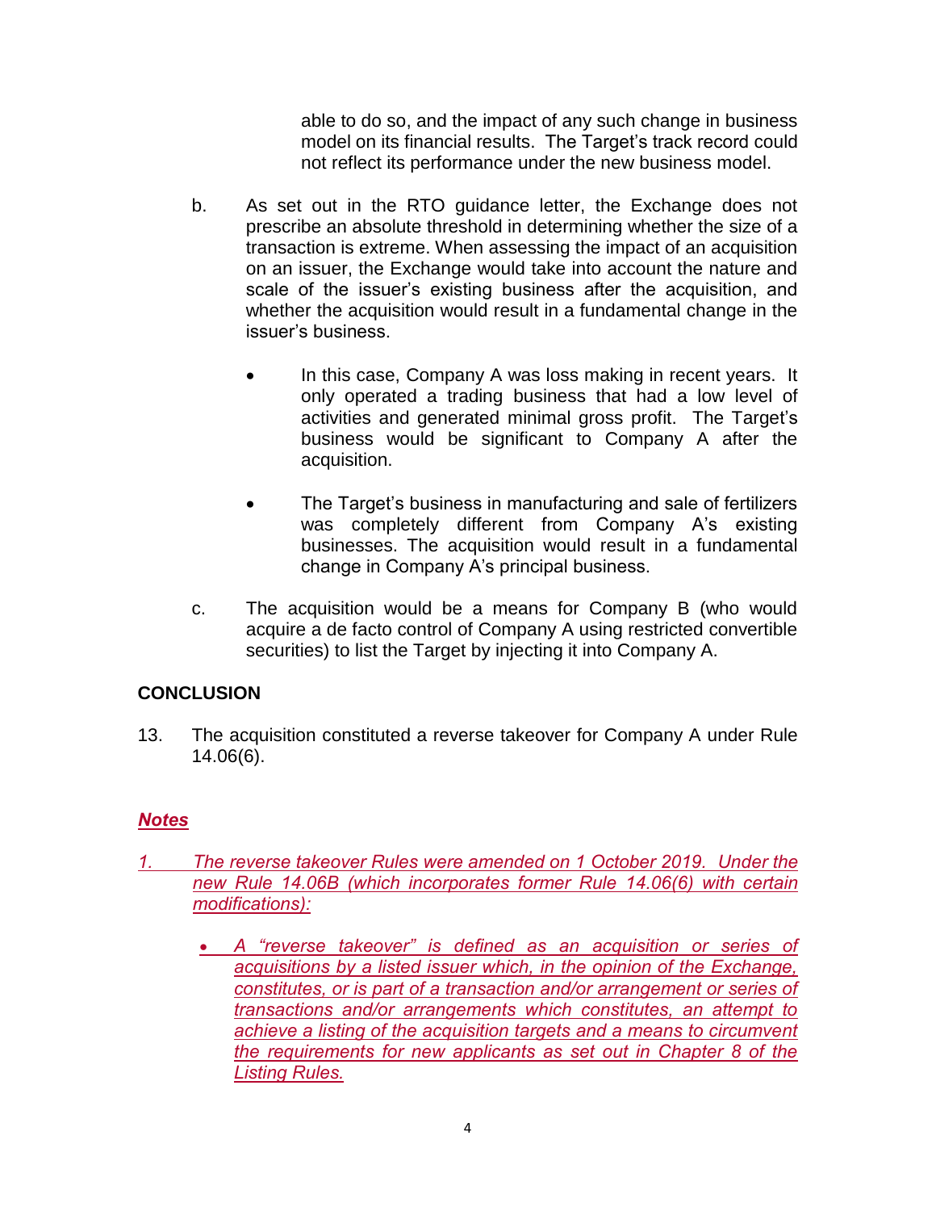able to do so, and the impact of any such change in business model on its financial results. The Target's track record could not reflect its performance under the new business model.

b. As set out in the RTO guidance letter, the Exchange does not prescribe an absolute threshold in determining whether the size of a transaction is extreme. When assessing the impact of an acquisition on an issuer, the Exchange would take into account the nature and scale of the issuer's existing business after the acquisition, and whether the acquisition would result in a fundamental change in the issuer's business.

- In this case, Company A was loss making in recent years. It only operated a trading business that had a low level of activities and generated minimal gross profit. The Target's business would be significant to Company A after the acquisition.

- The Target's business in manufacturing and sale of fertilizers was completely different from Company A's existing businesses. The acquisition would result in a fundamental change in Company A's principal business.

c. The acquisition would be a means for Company B (who would acquire a de facto control of Company A using restricted convertible securities) to list the Target by injecting it into Company A.

## CONCLUSION

13. The acquisition constituted a reverse takeover for Company A under Rule 14.06(6).

## *Notes*

*1. The reverse takeover Rules were amended on 1 October 2019. Under the new Rule 14.06B (which incorporates former Rule 14.06(6) with certain modifications):*

- *A "reverse takeover" is defined as an acquisition or series of acquisitions by a listed issuer which, in the opinion of the Exchange, constitutes, or is part of a transaction and/or arrangement or series of transactions and/or arrangements which constitutes, an attempt to achieve a listing of the acquisition targets and a means to circumvent the requirements for new applicants as set out in Chapter 8 of the Listing Rules.*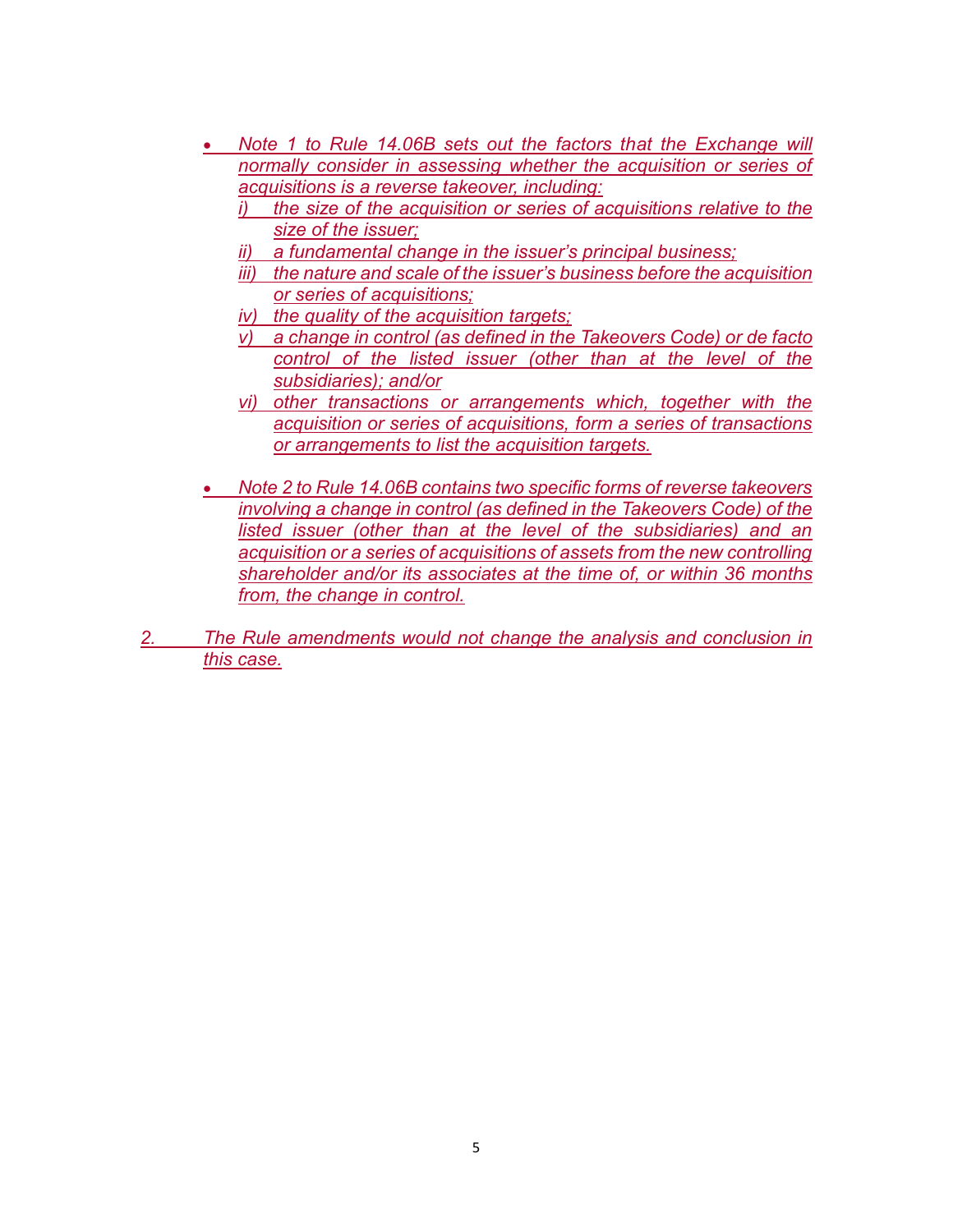- *Note 1 to Rule 14.06B sets out the factors that the Exchange will normally consider in assessing whether the acquisition or series of acquisitions is a reverse takeover, including:*
  - *i) the size of the acquisition or series of acquisitions relative to the size of the issuer;*
  - *ii) a fundamental change in the issuer's principal business;*
  - *iii) the nature and scale of the issuer's business before the acquisition or series of acquisitions;*
  - *iv) the quality of the acquisition targets;*
  - *v) a change in control (as defined in the Takeovers Code) or de facto control of the listed issuer (other than at the level of the subsidiaries); and/or*
  - *vi) other transactions or arrangements which, together with the acquisition or series of acquisitions, form a series of transactions or arrangements to list the acquisition targets.*

- *Note 2 to Rule 14.06B contains two specific forms of reverse takeovers involving a change in control (as defined in the Takeovers Code) of the listed issuer (other than at the level of the subsidiaries) and an acquisition or a series of acquisitions of assets from the new controlling shareholder and/or its associates at the time of, or within 36 months from, the change in control.*

*2. The Rule amendments would not change the analysis and conclusion in this case.*